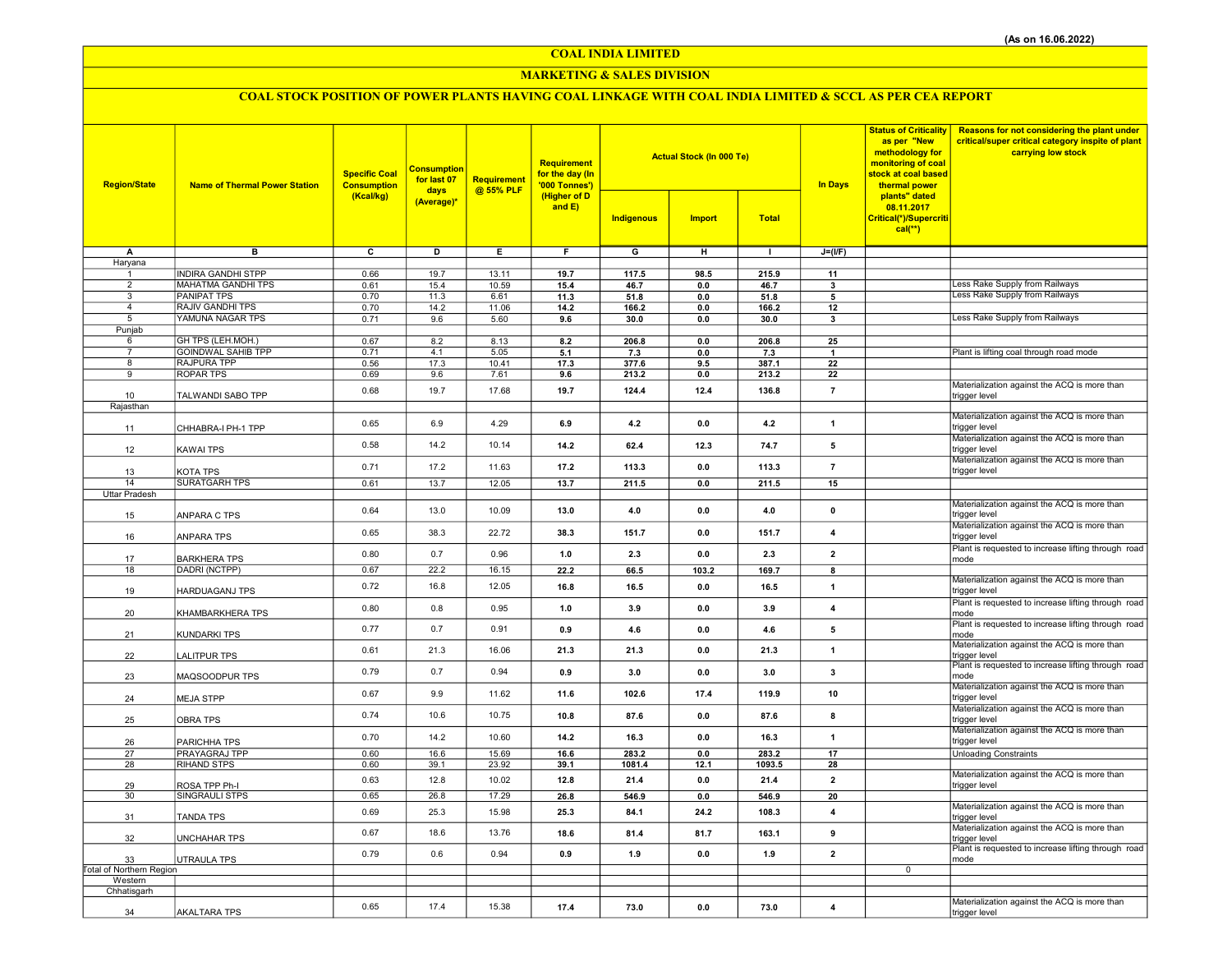(As on 16.06.2022)

# COAL INDIA LIMITED

## MARKETING & SALES DIVISION

### COAL STOCK POSITION OF POWER PLANTS HAVING COAL LINKAGE WITH COAL INDIA LIMITED & SCCL AS PER CEA REPORT

| Region/State | Name of Thermal Power Station | Specific Coal Consumption (Kcal/kg) | Consumption for last 07 days (Average)* | Requirement @ 55% PLF | Requirement for the day (In '000 Tonnes') (Higher of D and E) | Actual Stock (In 000 Te) | | | In Days | Status of Criticality as per "New methodology for monitoring of coal stock at coal based thermal power plants" dated 08.11.2017 Critical(*)/Supercritical(**) | Reasons for not considering the plant under critical/super critical category inspite of plant carrying low stock |
|---|---|---|---|---|---|---|---|---|---|---|---|
| | | | | | | Indigenous | Import | Total | | | |
| A | B | C | D | E | F | G | H | I | J=(I/F) | | |
| Haryana | | | | | | | | | | | |
| 1 | INDIRA GANDHI STPP | 0.66 | 19.7 | 13.11 | 19.7 | 117.5 | 98.5 | 215.9 | 11 | | |
| 2 | MAHATMA GANDHI TPS | 0.61 | 15.4 | 10.59 | 15.4 | 46.7 | 0.0 | 46.7 | 3 | | Less Rake Supply from Railways |
| 3 | PANIPAT TPS | 0.70 | 11.3 | 6.61 | 11.3 | 51.8 | 0.0 | 51.8 | 5 | | Less Rake Supply from Railways |
| 4 | RAJIV GANDHI TPS | 0.70 | 14.2 | 11.06 | 14.2 | 166.2 | 0.0 | 166.2 | 12 | | |
| 5 | YAMUNA NAGAR TPS | 0.71 | 9.6 | 5.60 | 9.6 | 30.0 | 0.0 | 30.0 | 3 | | Less Rake Supply from Railways |
| Punjab | | | | | | | | | | | |
| 6 | GH TPS (LEH.MOH.) | 0.67 | 8.2 | 8.13 | 8.2 | 206.8 | 0.0 | 206.8 | 25 | | |
| 7 | GOINDWAL SAHIB TPP | 0.71 | 4.1 | 5.05 | 5.1 | 7.3 | 0.0 | 7.3 | 1 | | Plant is lifting coal through road mode |
| 8 | RAJPURA TPP | 0.56 | 17.3 | 10.41 | 17.3 | 377.6 | 9.5 | 387.1 | 22 | | |
| 9 | ROPAR TPS | 0.69 | 9.6 | 7.61 | 9.6 | 213.2 | 0.0 | 213.2 | 22 | | |
| 10 | TALWANDI SABO TPP | 0.68 | 19.7 | 17.68 | 19.7 | 124.4 | 12.4 | 136.8 | 7 | | Materialization against the ACQ is more than trigger level |
| Rajasthan | | | | | | | | | | | |
| 11 | CHHABRA-I PH-1 TPP | 0.65 | 6.9 | 4.29 | 6.9 | 4.2 | 0.0 | 4.2 | 1 | | Materialization against the ACQ is more than trigger level |
| 12 | KAWAI TPS | 0.58 | 14.2 | 10.14 | 14.2 | 62.4 | 12.3 | 74.7 | 5 | | Materialization against the ACQ is more than trigger level |
| 13 | KOTA TPS | 0.71 | 17.2 | 11.63 | 17.2 | 113.3 | 0.0 | 113.3 | 7 | | Materialization against the ACQ is more than trigger level |
| 14 | SURATGARH TPS | 0.61 | 13.7 | 12.05 | 13.7 | 211.5 | 0.0 | 211.5 | 15 | | |
| Uttar Pradesh | | | | | | | | | | | |
| 15 | ANPARA C TPS | 0.64 | 13.0 | 10.09 | 13.0 | 4.0 | 0.0 | 4.0 | 0 | | Materialization against the ACQ is more than trigger level |
| 16 | ANPARA TPS | 0.65 | 38.3 | 22.72 | 38.3 | 151.7 | 0.0 | 151.7 | 4 | | Materialization against the ACQ is more than trigger level |
| 17 | BARKHERA TPS | 0.80 | 0.7 | 0.96 | 1.0 | 2.3 | 0.0 | 2.3 | 2 | | Plant is requested to increase lifting through road mode |
| 18 | DADRI (NCTPP) | 0.67 | 22.2 | 16.15 | 22.2 | 66.5 | 103.2 | 169.7 | 8 | | |
| 19 | HARDUAGANJ TPS | 0.72 | 16.8 | 12.05 | 16.8 | 16.5 | 0.0 | 16.5 | 1 | | Materialization against the ACQ is more than trigger level |
| 20 | KHAMBARKHERA TPS | 0.80 | 0.8 | 0.95 | 1.0 | 3.9 | 0.0 | 3.9 | 4 | | Plant is requested to increase lifting through road mode |
| 21 | KUNDARKI TPS | 0.77 | 0.7 | 0.91 | 0.9 | 4.6 | 0.0 | 4.6 | 5 | | Plant is requested to increase lifting through road mode |
| 22 | LALITPUR TPS | 0.61 | 21.3 | 16.06 | 21.3 | 21.3 | 0.0 | 21.3 | 1 | | Materialization against the ACQ is more than trigger level |
| 23 | MAQSOODPUR TPS | 0.79 | 0.7 | 0.94 | 0.9 | 3.0 | 0.0 | 3.0 | 3 | | Plant is requested to increase lifting through road mode |
| 24 | MEJA STPP | 0.67 | 9.9 | 11.62 | 11.6 | 102.6 | 17.4 | 119.9 | 10 | | Materialization against the ACQ is more than trigger level |
| 25 | OBRA TPS | 0.74 | 10.6 | 10.75 | 10.8 | 87.6 | 0.0 | 87.6 | 8 | | Materialization against the ACQ is more than trigger level |
| 26 | PARICHHA TPS | 0.70 | 14.2 | 10.60 | 14.2 | 16.3 | 0.0 | 16.3 | 1 | | Materialization against the ACQ is more than trigger level |
| 27 | PRAYAGRAJ TPP | 0.60 | 16.6 | 15.69 | 16.6 | 283.2 | 0.0 | 283.2 | 17 | | Unloading Constraints |
| 28 | RIHAND STPS | 0.60 | 39.1 | 23.92 | 39.1 | 1081.4 | 12.1 | 1093.5 | 28 | | |
| 29 | ROSA TPP Ph-I | 0.63 | 12.8 | 10.02 | 12.8 | 21.4 | 0.0 | 21.4 | 2 | | Materialization against the ACQ is more than trigger level |
| 30 | SINGRAULI STPS | 0.65 | 26.8 | 17.29 | 26.8 | 546.9 | 0.0 | 546.9 | 20 | | |
| 31 | TANDA TPS | 0.69 | 25.3 | 15.98 | 25.3 | 84.1 | 24.2 | 108.3 | 4 | | Materialization against the ACQ is more than trigger level |
| 32 | UNCHAHAR TPS | 0.67 | 18.6 | 13.76 | 18.6 | 81.4 | 81.7 | 163.1 | 9 | | Materialization against the ACQ is more than trigger level |
| 33 | UTRAULA TPS | 0.79 | 0.6 | 0.94 | 0.9 | 1.9 | 0.0 | 1.9 | 2 | | Plant is requested to increase lifting through road mode |
| Total of Northern Region | | | | | | | | | | 0 | |
| Western | | | | | | | | | | | |
| Chhatisgarh | | | | | | | | | | | |
| 34 | AKALTARA TPS | 0.65 | 17.4 | 15.38 | 17.4 | 73.0 | 0.0 | 73.0 | 4 | | Materialization against the ACQ is more than trigger level |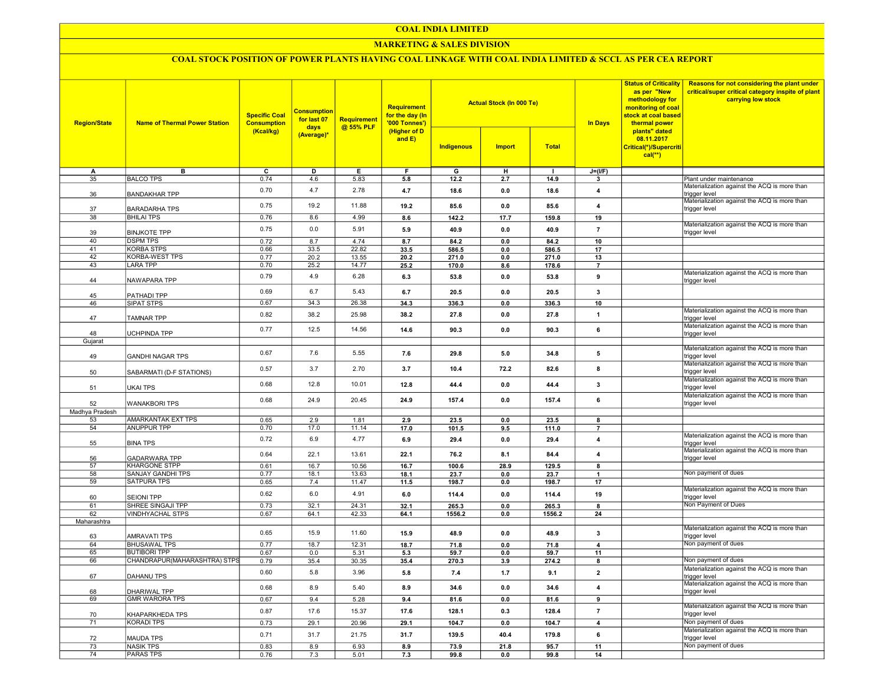# COAL INDIA LIMITED

## MARKETING & SALES DIVISION

### COAL STOCK POSITION OF POWER PLANTS HAVING COAL LINKAGE WITH COAL INDIA LIMITED & SCCL AS PER CEA REPORT

| Region/State | Name of Thermal Power Station | Specific Coal Consumption (Kcal/kg) | Consumption for last 07 days (Average)* | Requirement @ 55% PLF | Requirement for the day (In '000 Tonnes') (Higher of D and E) | Actual Stock (In 000 Te) | | | In Days | Status of Criticality as per "New methodology for monitoring of coal stock at coal based thermal power plants" dated 08.11.2017 Critical(*)/Supercritical(**) | Reasons for not considering the plant under critical/super critical category inspite of plant carrying low stock |
|---|---|---|---|---|---|---|---|---|---|---|---|
| | | | | | | Indigenous | Import | Total | | | |
| A | B | C | D | E | F | G | H | I | J=(I/F) | | |
| 35 | BALCO TPS | 0.74 | 4.6 | 5.83 | 5.8 | 12.2 | 2.7 | 14.9 | 3 | | Plant under maintenance |
| 36 | BANDAKHAR TPP | 0.70 | 4.7 | 2.78 | 4.7 | 18.6 | 0.0 | 18.6 | 4 | | Materialization against the ACQ is more than trigger level |
| 37 | BARADARHA TPS | 0.75 | 19.2 | 11.88 | 19.2 | 85.6 | 0.0 | 85.6 | 4 | | Materialization against the ACQ is more than trigger level |
| 38 | BHILAI TPS | 0.76 | 8.6 | 4.99 | 8.6 | 142.2 | 17.7 | 159.8 | 19 | | |
| 39 | BINJKOTE TPP | 0.75 | 0.0 | 5.91 | 5.9 | 40.9 | 0.0 | 40.9 | 7 | | Materialization against the ACQ is more than trigger level |
| 40 | DSPM TPS | 0.72 | 8.7 | 4.74 | 8.7 | 84.2 | 0.0 | 84.2 | 10 | | |
| 41 | KORBA STPS | 0.66 | 33.5 | 22.82 | 33.5 | 586.5 | 0.0 | 586.5 | 17 | | |
| 42 | KORBA-WEST TPS | 0.77 | 20.2 | 13.55 | 20.2 | 271.0 | 0.0 | 271.0 | 13 | | |
| 43 | LARA TPP | 0.70 | 25.2 | 14.77 | 25.2 | 170.0 | 8.6 | 178.6 | 7 | | |
| 44 | NAWAPARA TPP | 0.79 | 4.9 | 6.28 | 6.3 | 53.8 | 0.0 | 53.8 | 9 | | Materialization against the ACQ is more than trigger level |
| 45 | PATHADI TPP | 0.69 | 6.7 | 5.43 | 6.7 | 20.5 | 0.0 | 20.5 | 3 | | |
| 46 | SIPAT STPS | 0.67 | 34.3 | 26.38 | 34.3 | 336.3 | 0.0 | 336.3 | 10 | | |
| 47 | TAMNAR TPP | 0.82 | 38.2 | 25.98 | 38.2 | 27.8 | 0.0 | 27.8 | 1 | | Materialization against the ACQ is more than trigger level |
| 48 | UCHPINDA TPP | 0.77 | 12.5 | 14.56 | 14.6 | 90.3 | 0.0 | 90.3 | 6 | | Materialization against the ACQ is more than trigger level |
| Gujarat | | | | | | | | | | | |
| 49 | GANDHI NAGAR TPS | 0.67 | 7.6 | 5.55 | 7.6 | 29.8 | 5.0 | 34.8 | 5 | | Materialization against the ACQ is more than trigger level |
| 50 | SABARMATI (D-F STATIONS) | 0.57 | 3.7 | 2.70 | 3.7 | 10.4 | 72.2 | 82.6 | 8 | | Materialization against the ACQ is more than trigger level |
| 51 | UKAI TPS | 0.68 | 12.8 | 10.01 | 12.8 | 44.4 | 0.0 | 44.4 | 3 | | Materialization against the ACQ is more than trigger level |
| 52 | WANAKBORI TPS | 0.68 | 24.9 | 20.45 | 24.9 | 157.4 | 0.0 | 157.4 | 6 | | Materialization against the ACQ is more than trigger level |
| Madhya Pradesh | | | | | | | | | | | |
| 53 | AMARKANTAK EXT TPS | 0.65 | 2.9 | 1.81 | 2.9 | 23.5 | 0.0 | 23.5 | 8 | | |
| 54 | ANUPPUR TPP | 0.70 | 17.0 | 11.14 | 17.0 | 101.5 | 9.5 | 111.0 | 7 | | |
| 55 | BINA TPS | 0.72 | 6.9 | 4.77 | 6.9 | 29.4 | 0.0 | 29.4 | 4 | | Materialization against the ACQ is more than trigger level |
| 56 | GADARWARA TPP | 0.64 | 22.1 | 13.61 | 22.1 | 76.2 | 8.1 | 84.4 | 4 | | Materialization against the ACQ is more than trigger level |
| 57 | KHARGONE STPP | 0.61 | 16.7 | 10.56 | 16.7 | 100.6 | 28.9 | 129.5 | 8 | | |
| 58 | SANJAY GANDHI TPS | 0.77 | 18.1 | 13.63 | 18.1 | 23.7 | 0.0 | 23.7 | 1 | | Non payment of dues |
| 59 | SATPURA TPS | 0.65 | 7.4 | 11.47 | 11.5 | 198.7 | 0.0 | 198.7 | 17 | | |
| 60 | SEIONI TPP | 0.62 | 6.0 | 4.91 | 6.0 | 114.4 | 0.0 | 114.4 | 19 | | Materialization against the ACQ is more than trigger level |
| 61 | SHREE SINGAJI TPP | 0.73 | 32.1 | 24.31 | 32.1 | 265.3 | 0.0 | 265.3 | 8 | | Non Payment of Dues |
| 62 | VINDHYACHAL STPS | 0.67 | 64.1 | 42.33 | 64.1 | 1556.2 | 0.0 | 1556.2 | 24 | | |
| Maharashtra | | | | | | | | | | | |
| 63 | AMRAVATI TPS | 0.65 | 15.9 | 11.60 | 15.9 | 48.9 | 0.0 | 48.9 | 3 | | Materialization against the ACQ is more than trigger level |
| 64 | BHUSAWAL TPS | 0.77 | 18.7 | 12.31 | 18.7 | 71.8 | 0.0 | 71.8 | 4 | | Non payment of dues |
| 65 | BUTIBORI TPP | 0.67 | 0.0 | 5.31 | 5.3 | 59.7 | 0.0 | 59.7 | 11 | | |
| 66 | CHANDRAPUR(MAHARASHTRA) STPS | 0.79 | 35.4 | 30.35 | 35.4 | 270.3 | 3.9 | 274.2 | 8 | | Non payment of dues |
| 67 | DAHANU TPS | 0.60 | 5.8 | 3.96 | 5.8 | 7.4 | 1.7 | 9.1 | 2 | | Materialization against the ACQ is more than trigger level |
| 68 | DHARIWAL TPP | 0.68 | 8.9 | 5.40 | 8.9 | 34.6 | 0.0 | 34.6 | 4 | | Materialization against the ACQ is more than trigger level |
| 69 | GMR WARORA TPS | 0.67 | 9.4 | 5.28 | 9.4 | 81.6 | 0.0 | 81.6 | 9 | | |
| 70 | KHAPARKHEDA TPS | 0.87 | 17.6 | 15.37 | 17.6 | 128.1 | 0.3 | 128.4 | 7 | | Materialization against the ACQ is more than trigger level |
| 71 | KORADI TPS | 0.73 | 29.1 | 20.96 | 29.1 | 104.7 | 0.0 | 104.7 | 4 | | Non payment of dues |
| 72 | MAUDA TPS | 0.71 | 31.7 | 21.75 | 31.7 | 139.5 | 40.4 | 179.8 | 6 | | Materialization against the ACQ is more than trigger level |
| 73 | NASIK TPS | 0.83 | 8.9 | 6.93 | 8.9 | 73.9 | 21.8 | 95.7 | 11 | | Non payment of dues |
| 74 | PARAS TPS | 0.76 | 7.3 | 5.01 | 7.3 | 99.8 | 0.0 | 99.8 | 14 | | |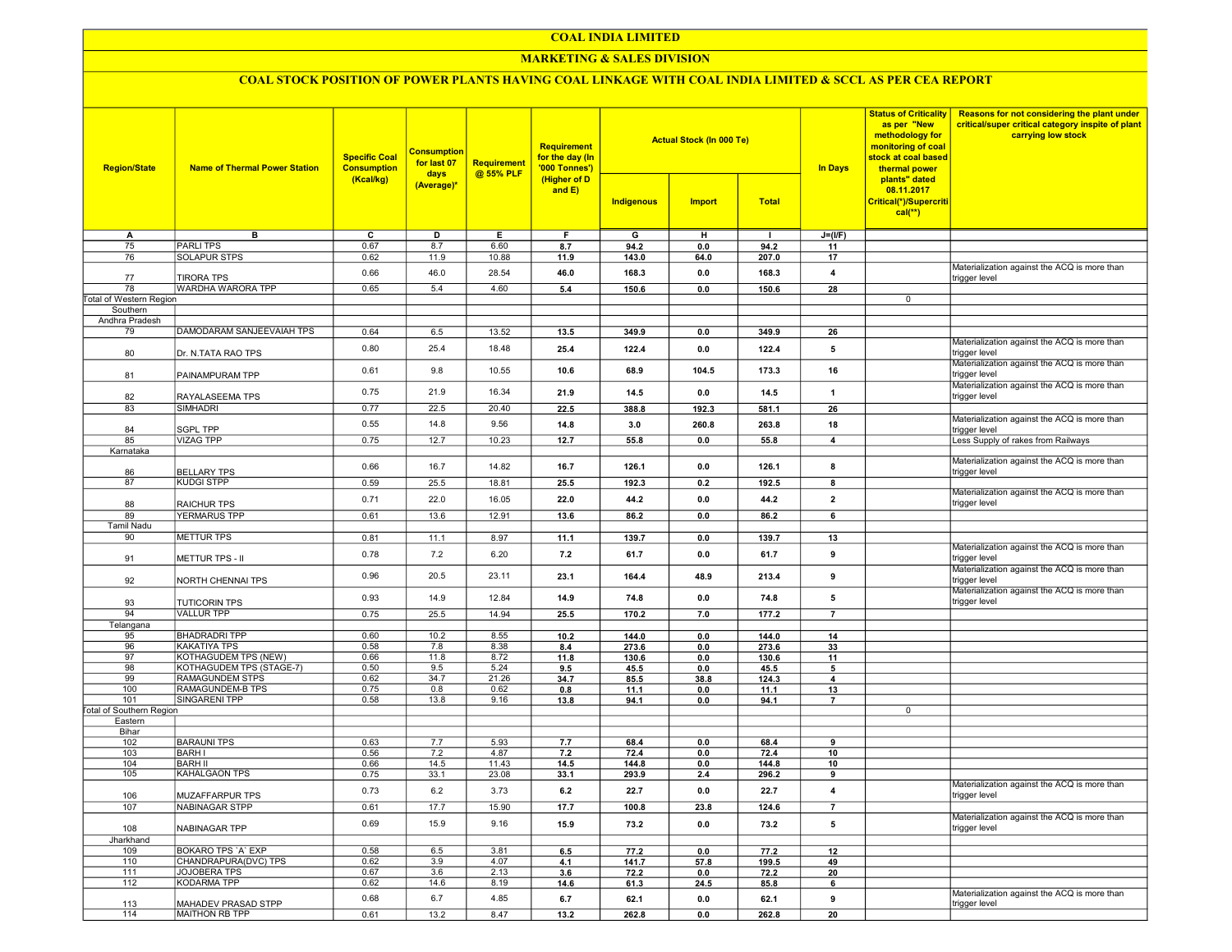# COAL INDIA LIMITED

## MARKETING & SALES DIVISION

### COAL STOCK POSITION OF POWER PLANTS HAVING COAL LINKAGE WITH COAL INDIA LIMITED & SCCL AS PER CEA REPORT

| Region/State | Name of Thermal Power Station | Specific Coal Consumption (Kcal/kg) | Consumption for last 07 days (Average)* | Requirement @ 55% PLF | Requirement for the day (In '000 Tonnes') (Higher of D and E) | Actual Stock (In 000 Te) | | | In Days | Status of Criticality as per "New methodology for monitoring of coal stock at coal based thermal power plants" dated 08.11.2017 Critical(*)/Supercritical(**) | Reasons for not considering the plant under critical/super critical category inspite of plant carrying low stock |
|---|---|---|---|---|---|---|---|---|---|---|---|
| | | | | | | Indigenous | Import | Total | | | |
| A | B | C | D | E | F | G | H | I | J=(I/F) | | |
| 75 | PARLI TPS | 0.67 | 8.7 | 6.60 | 8.7 | 94.2 | 0.0 | 94.2 | 11 | | |
| 76 | SOLAPUR STPS | 0.62 | 11.9 | 10.88 | 11.9 | 143.0 | 64.0 | 207.0 | 17 | | |
| 77 | TIRORA TPS | 0.66 | 46.0 | 28.54 | 46.0 | 168.3 | 0.0 | 168.3 | 4 | | Materialization against the ACQ is more than trigger level |
| 78 | WARDHA WARORA TPP | 0.65 | 5.4 | 4.60 | 5.4 | 150.6 | 0.0 | 150.6 | 28 | | |
| Total of Western Region | | | | | | | | | | 0 | |
| Southern | | | | | | | | | | | |
| Andhra Pradesh | | | | | | | | | | | |
| 79 | DAMODARAM SANJEEVAIAH TPS | 0.64 | 6.5 | 13.52 | 13.5 | 349.9 | 0.0 | 349.9 | 26 | | |
| 80 | Dr. N.TATA RAO TPS | 0.80 | 25.4 | 18.48 | 25.4 | 122.4 | 0.0 | 122.4 | 5 | | Materialization against the ACQ is more than trigger level |
| 81 | PAINAMPURAM TPP | 0.61 | 9.8 | 10.55 | 10.6 | 68.9 | 104.5 | 173.3 | 16 | | Materialization against the ACQ is more than trigger level |
| 82 | RAYALASEEMA TPS | 0.75 | 21.9 | 16.34 | 21.9 | 14.5 | 0.0 | 14.5 | 1 | | Materialization against the ACQ is more than trigger level |
| 83 | SIMHADRI | 0.77 | 22.5 | 20.40 | 22.5 | 388.8 | 192.3 | 581.1 | 26 | | |
| 84 | SGPL TPP | 0.55 | 14.8 | 9.56 | 14.8 | 3.0 | 260.8 | 263.8 | 18 | | Materialization against the ACQ is more than trigger level |
| 85 | VIZAG TPP | 0.75 | 12.7 | 10.23 | 12.7 | 55.8 | 0.0 | 55.8 | 4 | | Less Supply of rakes from Railways |
| Karnataka | | | | | | | | | | | |
| 86 | BELLARY TPS | 0.66 | 16.7 | 14.82 | 16.7 | 126.1 | 0.0 | 126.1 | 8 | | Materialization against the ACQ is more than trigger level |
| 87 | KUDGI STPP | 0.59 | 25.5 | 18.81 | 25.5 | 192.3 | 0.2 | 192.5 | 8 | | |
| 88 | RAICHUR TPS | 0.71 | 22.0 | 16.05 | 22.0 | 44.2 | 0.0 | 44.2 | 2 | | Materialization against the ACQ is more than trigger level |
| 89 | YERMARUS TPP | 0.61 | 13.6 | 12.91 | 13.6 | 86.2 | 0.0 | 86.2 | 6 | | |
| Tamil Nadu | | | | | | | | | | | |
| 90 | METTUR TPS | 0.81 | 11.1 | 8.97 | 11.1 | 139.7 | 0.0 | 139.7 | 13 | | |
| 91 | METTUR TPS - II | 0.78 | 7.2 | 6.20 | 7.2 | 61.7 | 0.0 | 61.7 | 9 | | Materialization against the ACQ is more than trigger level |
| 92 | NORTH CHENNAI TPS | 0.96 | 20.5 | 23.11 | 23.1 | 164.4 | 48.9 | 213.4 | 9 | | Materialization against the ACQ is more than trigger level |
| 93 | TUTICORIN TPS | 0.93 | 14.9 | 12.84 | 14.9 | 74.8 | 0.0 | 74.8 | 5 | | Materialization against the ACQ is more than trigger level |
| 94 | VALLUR TPP | 0.75 | 25.5 | 14.94 | 25.5 | 170.2 | 7.0 | 177.2 | 7 | | |
| Telangana | | | | | | | | | | | |
| 95 | BHADRADRI TPP | 0.60 | 10.2 | 8.55 | 10.2 | 144.0 | 0.0 | 144.0 | 14 | | |
| 96 | KAKATIYA TPS | 0.58 | 7.8 | 8.38 | 8.4 | 273.6 | 0.0 | 273.6 | 33 | | |
| 97 | KOTHAGUDEM TPS (NEW) | 0.66 | 11.8 | 8.72 | 11.8 | 130.6 | 0.0 | 130.6 | 11 | | |
| 98 | KOTHAGUDEM TPS (STAGE-7) | 0.50 | 9.5 | 5.24 | 9.5 | 45.5 | 0.0 | 45.5 | 5 | | |
| 99 | RAMAGUNDEM STPS | 0.62 | 34.7 | 21.26 | 34.7 | 85.5 | 38.8 | 124.3 | 4 | | |
| 100 | RAMAGUNDEM-B TPS | 0.75 | 0.8 | 0.62 | 0.8 | 11.1 | 0.0 | 11.1 | 13 | | |
| 101 | SINGARENI TPP | 0.58 | 13.8 | 9.16 | 13.8 | 94.1 | 0.0 | 94.1 | 7 | | |
| Total of Southern Region | | | | | | | | | | 0 | |
| Eastern | | | | | | | | | | | |
| Bihar | | | | | | | | | | | |
| 102 | BARAUNI TPS | 0.63 | 7.7 | 5.93 | 7.7 | 68.4 | 0.0 | 68.4 | 9 | | |
| 103 | BARH I | 0.56 | 7.2 | 4.87 | 7.2 | 72.4 | 0.0 | 72.4 | 10 | | |
| 104 | BARH II | 0.66 | 14.5 | 11.43 | 14.5 | 144.8 | 0.0 | 144.8 | 10 | | |
| 105 | KAHALGAON TPS | 0.75 | 33.1 | 23.08 | 33.1 | 293.9 | 2.4 | 296.2 | 9 | | |
| 106 | MUZAFFARPUR TPS | 0.73 | 6.2 | 3.73 | 6.2 | 22.7 | 0.0 | 22.7 | 4 | | Materialization against the ACQ is more than trigger level |
| 107 | NABINAGAR STPP | 0.61 | 17.7 | 15.90 | 17.7 | 100.8 | 23.8 | 124.6 | 7 | | |
| 108 | NABINAGAR TPP | 0.69 | 15.9 | 9.16 | 15.9 | 73.2 | 0.0 | 73.2 | 5 | | Materialization against the ACQ is more than trigger level |
| Jharkhand | | | | | | | | | | | |
| 109 | BOKARO TPS `A` EXP | 0.58 | 6.5 | 3.81 | 6.5 | 77.2 | 0.0 | 77.2 | 12 | | |
| 110 | CHANDRAPURA(DVC) TPS | 0.62 | 3.9 | 4.07 | 4.1 | 141.7 | 57.8 | 199.5 | 49 | | |
| 111 | JOJOBERA TPS | 0.67 | 3.6 | 2.13 | 3.6 | 72.2 | 0.0 | 72.2 | 20 | | |
| 112 | KODARMA TPP | 0.62 | 14.6 | 8.19 | 14.6 | 61.3 | 24.5 | 85.8 | 6 | | |
| 113 | MAHADEV PRASAD STPP | 0.68 | 6.7 | 4.85 | 6.7 | 62.1 | 0.0 | 62.1 | 9 | | Materialization against the ACQ is more than trigger level |
| 114 | MAITHON RB TPP | 0.61 | 13.2 | 8.47 | 13.2 | 262.8 | 0.0 | 262.8 | 20 | | |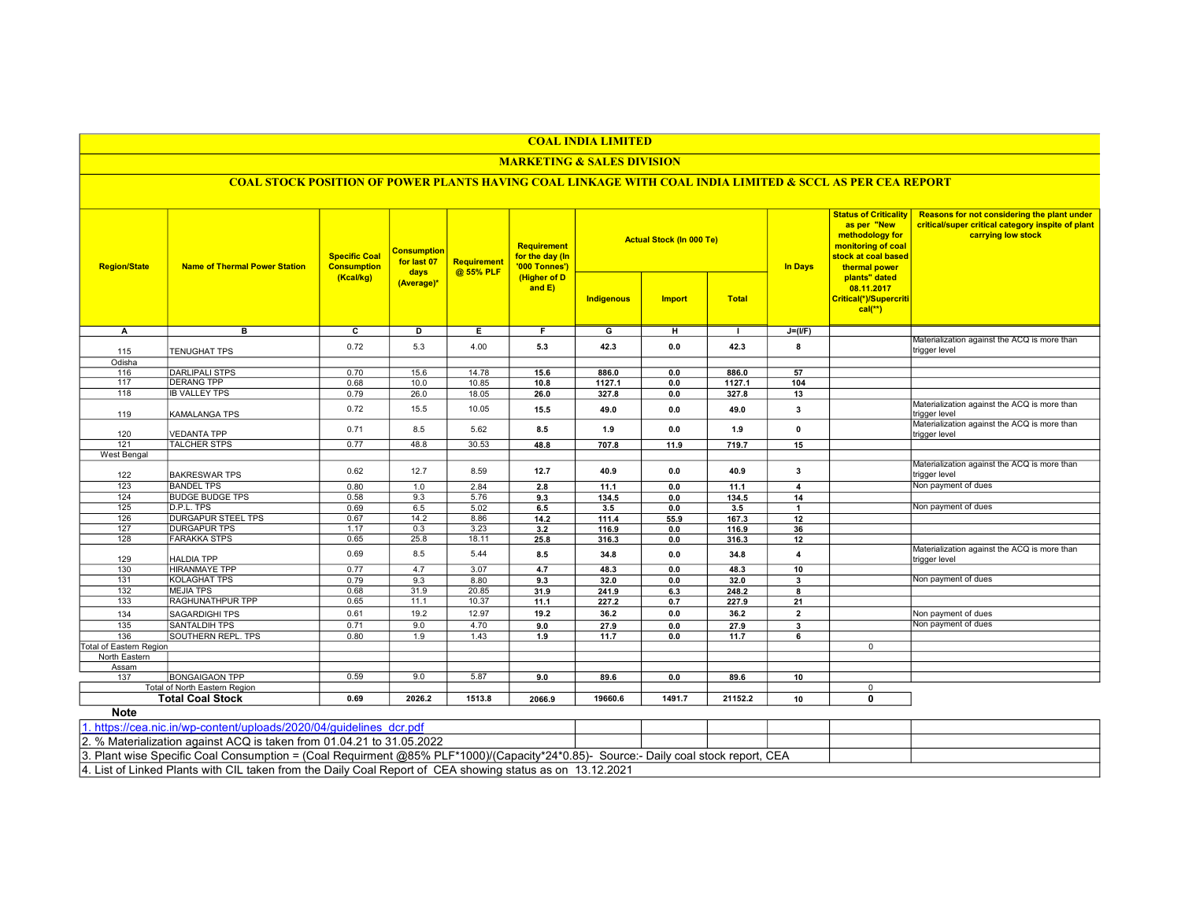# COAL INDIA LIMITED

## MARKETING & SALES DIVISION

### COAL STOCK POSITION OF POWER PLANTS HAVING COAL LINKAGE WITH COAL INDIA LIMITED & SCCL AS PER CEA REPORT

| Region/State | Name of Thermal Power Station | Specific Coal Consumption (Kcal/kg) | Consumption for last 07 days (Average)* | Requirement @ 55% PLF | Requirement for the day (In '000 Tonnes') (Higher of D and E) | Actual Stock (In 000 Te) | | | In Days | Status of Criticality as per "New methodology for monitoring of coal stock at coal based thermal power plants" dated 08.11.2017 Critical(*)/Supercritical(**) | Reasons for not considering the plant under critical/super critical category inspite of plant carrying low stock |
|---|---|---|---|---|---|---|---|---|---|---|---|
| | | | | | | Indigenous | Import | Total | | | |
| A | B | C | D | E | F | G | H | I | J=(I/F) | | |
| 115 | TENUGHAT TPS | 0.72 | 5.3 | 4.00 | 5.3 | 42.3 | 0.0 | 42.3 | 8 | | Materialization against the ACQ is more than trigger level |
| Odisha | | | | | | | | | | | |
| 116 | DARLIPALI STPS | 0.70 | 15.6 | 14.78 | 15.6 | 886.0 | 0.0 | 886.0 | 57 | | |
| 117 | DERANG TPP | 0.68 | 10.0 | 10.85 | 10.8 | 1127.1 | 0.0 | 1127.1 | 104 | | |
| 118 | IB VALLEY TPS | 0.79 | 26.0 | 18.05 | 26.0 | 327.8 | 0.0 | 327.8 | 13 | | |
| 119 | KAMALANGA TPS | 0.72 | 15.5 | 10.05 | 15.5 | 49.0 | 0.0 | 49.0 | 3 | | Materialization against the ACQ is more than trigger level |
| 120 | VEDANTA TPP | 0.71 | 8.5 | 5.62 | 8.5 | 1.9 | 0.0 | 1.9 | 0 | | Materialization against the ACQ is more than trigger level |
| 121 | TALCHER STPS | 0.77 | 48.8 | 30.53 | 48.8 | 707.8 | 11.9 | 719.7 | 15 | | |
| West Bengal | | | | | | | | | | | |
| 122 | BAKRESWAR TPS | 0.62 | 12.7 | 8.59 | 12.7 | 40.9 | 0.0 | 40.9 | 3 | | Materialization against the ACQ is more than trigger level |
| 123 | BANDEL TPS | 0.80 | 1.0 | 2.84 | 2.8 | 11.1 | 0.0 | 11.1 | 4 | | Non payment of dues |
| 124 | BUDGE BUDGE TPS | 0.58 | 9.3 | 5.76 | 9.3 | 134.5 | 0.0 | 134.5 | 14 | | |
| 125 | D.P.L. TPS | 0.69 | 6.5 | 5.02 | 6.5 | 3.5 | 0.0 | 3.5 | 1 | | Non payment of dues |
| 126 | DURGAPUR STEEL TPS | 0.67 | 14.2 | 8.86 | 14.2 | 111.4 | 55.9 | 167.3 | 12 | | |
| 127 | DURGAPUR TPS | 1.17 | 0.3 | 3.23 | 3.2 | 116.9 | 0.0 | 116.9 | 36 | | |
| 128 | FARAKKA STPS | 0.65 | 25.8 | 18.11 | 25.8 | 316.3 | 0.0 | 316.3 | 12 | | |
| 129 | HALDIA TPP | 0.69 | 8.5 | 5.44 | 8.5 | 34.8 | 0.0 | 34.8 | 4 | | Materialization against the ACQ is more than trigger level |
| 130 | HIRANMAYE TPP | 0.77 | 4.7 | 3.07 | 4.7 | 48.3 | 0.0 | 48.3 | 10 | | |
| 131 | KOLAGHAT TPS | 0.79 | 9.3 | 8.80 | 9.3 | 32.0 | 0.0 | 32.0 | 3 | | Non payment of dues |
| 132 | MEJIA TPS | 0.68 | 31.9 | 20.85 | 31.9 | 241.9 | 6.3 | 248.2 | 8 | | |
| 133 | RAGHUNATHPUR TPP | 0.65 | 11.1 | 10.37 | 11.1 | 227.2 | 0.7 | 227.9 | 21 | | |
| 134 | SAGARDIGHI TPS | 0.61 | 19.2 | 12.97 | 19.2 | 36.2 | 0.0 | 36.2 | 2 | | Non payment of dues |
| 135 | SANTALDIH TPS | 0.71 | 9.0 | 4.70 | 9.0 | 27.9 | 0.0 | 27.9 | 3 | | Non payment of dues |
| 136 | SOUTHERN REPL. TPS | 0.80 | 1.9 | 1.43 | 1.9 | 11.7 | 0.0 | 11.7 | 6 | | |
| Total of Eastern Region | | | | | | | | | | 0 | |
| North Eastern | | | | | | | | | | | |
| Assam | | | | | | | | | | | |
| 137 | BONGAIGAON TPP | 0.59 | 9.0 | 5.87 | 9.0 | 89.6 | 0.0 | 89.6 | 10 | | |
| Total of North Eastern Region | | | | | | | | | | 0 | |
| **Total Coal Stock** | | **0.69** | **2026.2** | **1513.8** | **2066.9** | **19660.6** | **1491.7** | **21152.2** | **10** | **0** | |

**Note**

1. https://cea.nic.in/wp-content/uploads/2020/04/guidelines_dcr.pdf
2. % Materialization against ACQ is taken from 01.04.21 to 31.05.2022
3. Plant wise Specific Coal Consumption = (Coal Requirment @85% PLF*1000)/(Capacity*24*0.85)- Source:- Daily coal stock report, CEA
4. List of Linked Plants with CIL taken from the Daily Coal Report of CEA showing status as on 13.12.2021